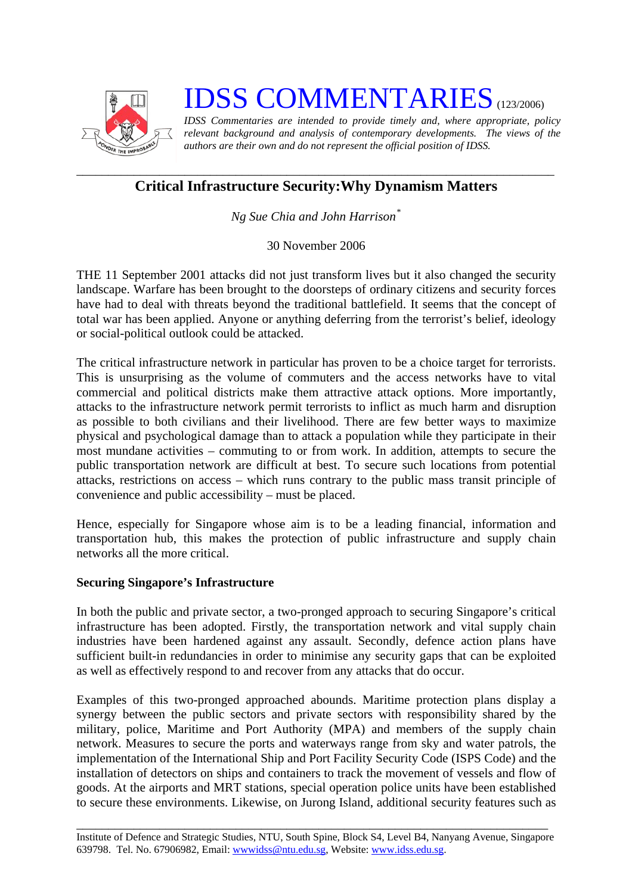# IDSS COMMENTARIES (123/2006)

*IDSS Commentaries are intended to provide timely and, where appropriate, policy relevant background and analysis of contemporary developments. The views of the authors are their own and do not represent the official position of IDSS.*

---

## Critical Infrastructure Security:Why Dynamism Matters

*Ng Sue Chia and John Harrison*[*]

30 November 2006

THE 11 September 2001 attacks did not just transform lives but it also changed the security landscape. Warfare has been brought to the doorsteps of ordinary citizens and security forces have had to deal with threats beyond the traditional battlefield. It seems that the concept of total war has been applied. Anyone or anything deferring from the terrorist's belief, ideology or social-political outlook could be attacked.

The critical infrastructure network in particular has proven to be a choice target for terrorists. This is unsurprising as the volume of commuters and the access networks have to vital commercial and political districts make them attractive attack options. More importantly, attacks to the infrastructure network permit terrorists to inflict as much harm and disruption as possible to both civilians and their livelihood. There are few better ways to maximize physical and psychological damage than to attack a population while they participate in their most mundane activities – commuting to or from work. In addition, attempts to secure the public transportation network are difficult at best. To secure such locations from potential attacks, restrictions on access – which runs contrary to the public mass transit principle of convenience and public accessibility – must be placed.

Hence, especially for Singapore whose aim is to be a leading financial, information and transportation hub, this makes the protection of public infrastructure and supply chain networks all the more critical.

**Securing Singapore's Infrastructure**

In both the public and private sector, a two-pronged approach to securing Singapore's critical infrastructure has been adopted. Firstly, the transportation network and vital supply chain industries have been hardened against any assault. Secondly, defence action plans have sufficient built-in redundancies in order to minimise any security gaps that can be exploited as well as effectively respond to and recover from any attacks that do occur.

Examples of this two-pronged approached abounds. Maritime protection plans display a synergy between the public sectors and private sectors with responsibility shared by the military, police, Maritime and Port Authority (MPA) and members of the supply chain network. Measures to secure the ports and waterways range from sky and water patrols, the implementation of the International Ship and Port Facility Security Code (ISPS Code) and the installation of detectors on ships and containers to track the movement of vessels and flow of goods. At the airports and MRT stations, special operation police units have been established to secure these environments. Likewise, on Jurong Island, additional security features such as

---

Institute of Defence and Strategic Studies, NTU, South Spine, Block S4, Level B4, Nanyang Avenue, Singapore 639798. Tel. No. 67906982, Email: wwwidss@ntu.edu.sg, Website: www.idss.edu.sg.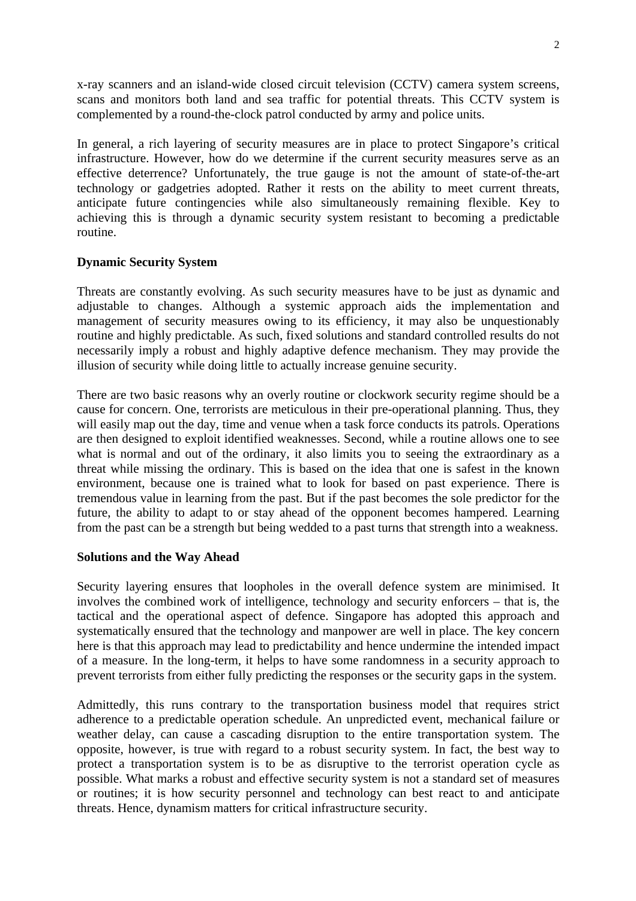x-ray scanners and an island-wide closed circuit television (CCTV) camera system screens, scans and monitors both land and sea traffic for potential threats. This CCTV system is complemented by a round-the-clock patrol conducted by army and police units.

In general, a rich layering of security measures are in place to protect Singapore's critical infrastructure. However, how do we determine if the current security measures serve as an effective deterrence? Unfortunately, the true gauge is not the amount of state-of-the-art technology or gadgetries adopted. Rather it rests on the ability to meet current threats, anticipate future contingencies while also simultaneously remaining flexible. Key to achieving this is through a dynamic security system resistant to becoming a predictable routine.

**Dynamic Security System**

Threats are constantly evolving. As such security measures have to be just as dynamic and adjustable to changes. Although a systemic approach aids the implementation and management of security measures owing to its efficiency, it may also be unquestionably routine and highly predictable. As such, fixed solutions and standard controlled results do not necessarily imply a robust and highly adaptive defence mechanism. They may provide the illusion of security while doing little to actually increase genuine security.

There are two basic reasons why an overly routine or clockwork security regime should be a cause for concern. One, terrorists are meticulous in their pre-operational planning. Thus, they will easily map out the day, time and venue when a task force conducts its patrols. Operations are then designed to exploit identified weaknesses. Second, while a routine allows one to see what is normal and out of the ordinary, it also limits you to seeing the extraordinary as a threat while missing the ordinary. This is based on the idea that one is safest in the known environment, because one is trained what to look for based on past experience. There is tremendous value in learning from the past. But if the past becomes the sole predictor for the future, the ability to adapt to or stay ahead of the opponent becomes hampered. Learning from the past can be a strength but being wedded to a past turns that strength into a weakness.

**Solutions and the Way Ahead**

Security layering ensures that loopholes in the overall defence system are minimised. It involves the combined work of intelligence, technology and security enforcers – that is, the tactical and the operational aspect of defence. Singapore has adopted this approach and systematically ensured that the technology and manpower are well in place. The key concern here is that this approach may lead to predictability and hence undermine the intended impact of a measure. In the long-term, it helps to have some randomness in a security approach to prevent terrorists from either fully predicting the responses or the security gaps in the system.

Admittedly, this runs contrary to the transportation business model that requires strict adherence to a predictable operation schedule. An unpredicted event, mechanical failure or weather delay, can cause a cascading disruption to the entire transportation system. The opposite, however, is true with regard to a robust security system. In fact, the best way to protect a transportation system is to be as disruptive to the terrorist operation cycle as possible. What marks a robust and effective security system is not a standard set of measures or routines; it is how security personnel and technology can best react to and anticipate threats. Hence, dynamism matters for critical infrastructure security.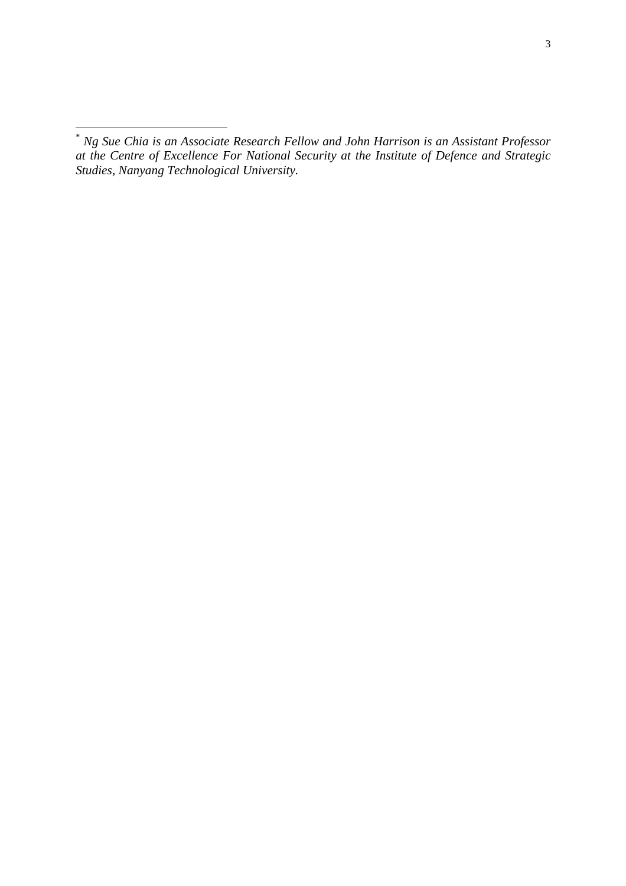[*] *Ng Sue Chia is an Associate Research Fellow and John Harrison is an Assistant Professor at the Centre of Excellence For National Security at the Institute of Defence and Strategic Studies, Nanyang Technological University.*